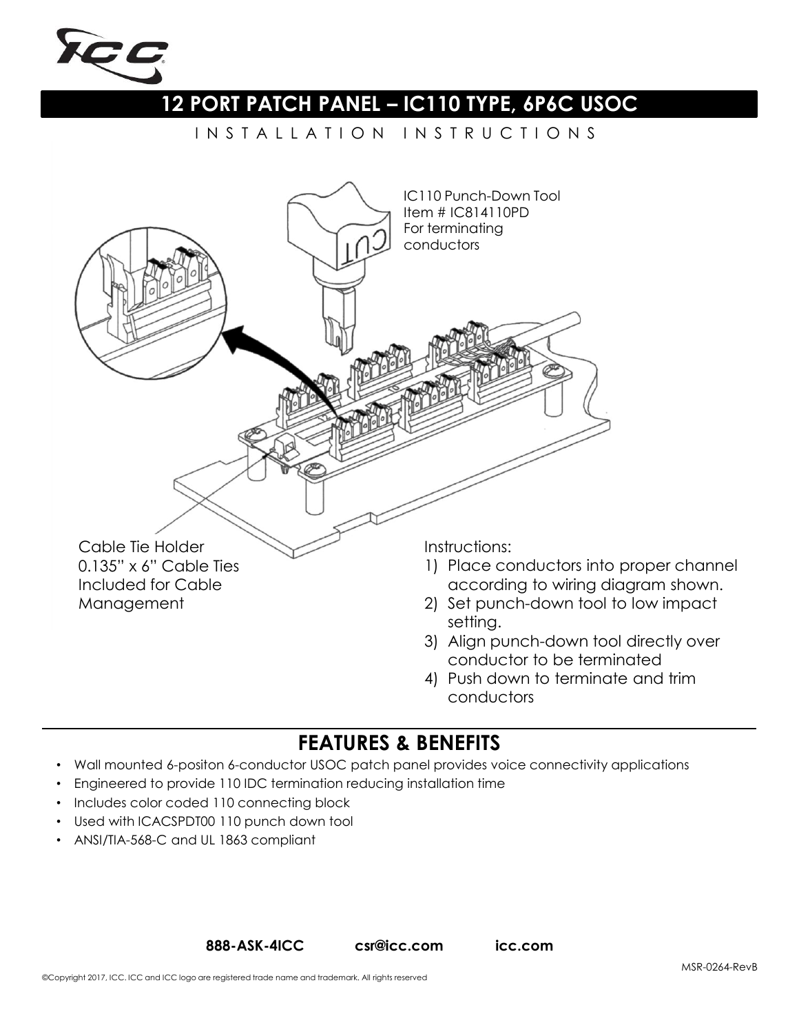# 12 PORT PATCH PANEL – IC110 TYPE, 6P6C USOC

INSTALLATION INSTRUCTIONS

IC110 Punch-Down Tool
Item # IC814110PD
For terminating conductors

Cable Tie Holder
0.135" x 6" Cable Ties Included for Cable Management

Instructions:

1) Place conductors into proper channel according to wiring diagram shown.
2) Set punch-down tool to low impact setting.
3) Align punch-down tool directly over conductor to be terminated
4) Push down to terminate and trim conductors

## FEATURES & BENEFITS

- Wall mounted 6-positon 6-conductor USOC patch panel provides voice connectivity applications
- Engineered to provide 110 IDC termination reducing installation time
- Includes color coded 110 connecting block
- Used with ICACSPDT00 110 punch down tool
- ANSI/TIA-568-C and UL 1863 compliant

**888-ASK-4ICC** **csr@icc.com** **icc.com**

MSR-0264-RevB

©Copyright 2017, ICC. ICC and ICC logo are registered trade name and trademark. All rights reserved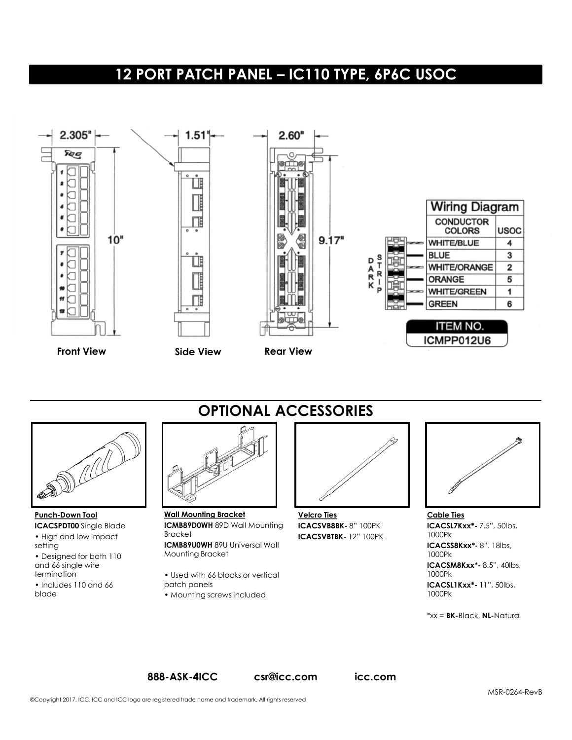# 12 PORT PATCH PANEL – IC110 TYPE, 6P6C USOC

2.305"

10"

1.51"

2.60"

9.17"

Front View

Side View

Rear View

DARK STRIP

| Wiring Diagram | |
|---|---|
| CONDUCTOR COLORS | USOC |
| WHITE/BLUE | 4 |
| BLUE | 3 |
| WHITE/ORANGE | 2 |
| ORANGE | 5 |
| WHITE/GREEN | 1 |
| GREEN | 6 |

ITEM NO.
ICMPP012U6

## OPTIONAL ACCESSORIES

**Punch-Down Tool**

**ICACSPDT00** Single Blade

- High and low impact setting
- Designed for both 110 and 66 single wire termination
- Includes 110 and 66 blade

**Wall Mounting Bracket**

**ICMB89D0WH** 89D Wall Mounting Bracket

**ICMB89U0WH** 89U Universal Wall Mounting Bracket

- Used with 66 blocks or vertical patch panels
- Mounting screws included

**Velcro Ties**

**ICACSVB8BK-** 8" 100PK

**ICACSVBTBK-** 12" 100PK

**Cable Ties**

**ICACSL7Kxx*-** 7.5", 50lbs, 1000Pk

**ICACSS8Kxx*-** 8". 18lbs, 1000Pk

**ICACSM8Kxx*-** 8.5", 40lbs, 1000Pk

**ICACSL1Kxx*-** 11", 50lbs, 1000Pk

*xx = **BK-**Black, **NL-**Natural

**888-ASK-4ICC** **csr@icc.com** **icc.com**

MSR-0264-RevB

©Copyright 2017, ICC. ICC and ICC logo are registered trade name and trademark. All rights reserved